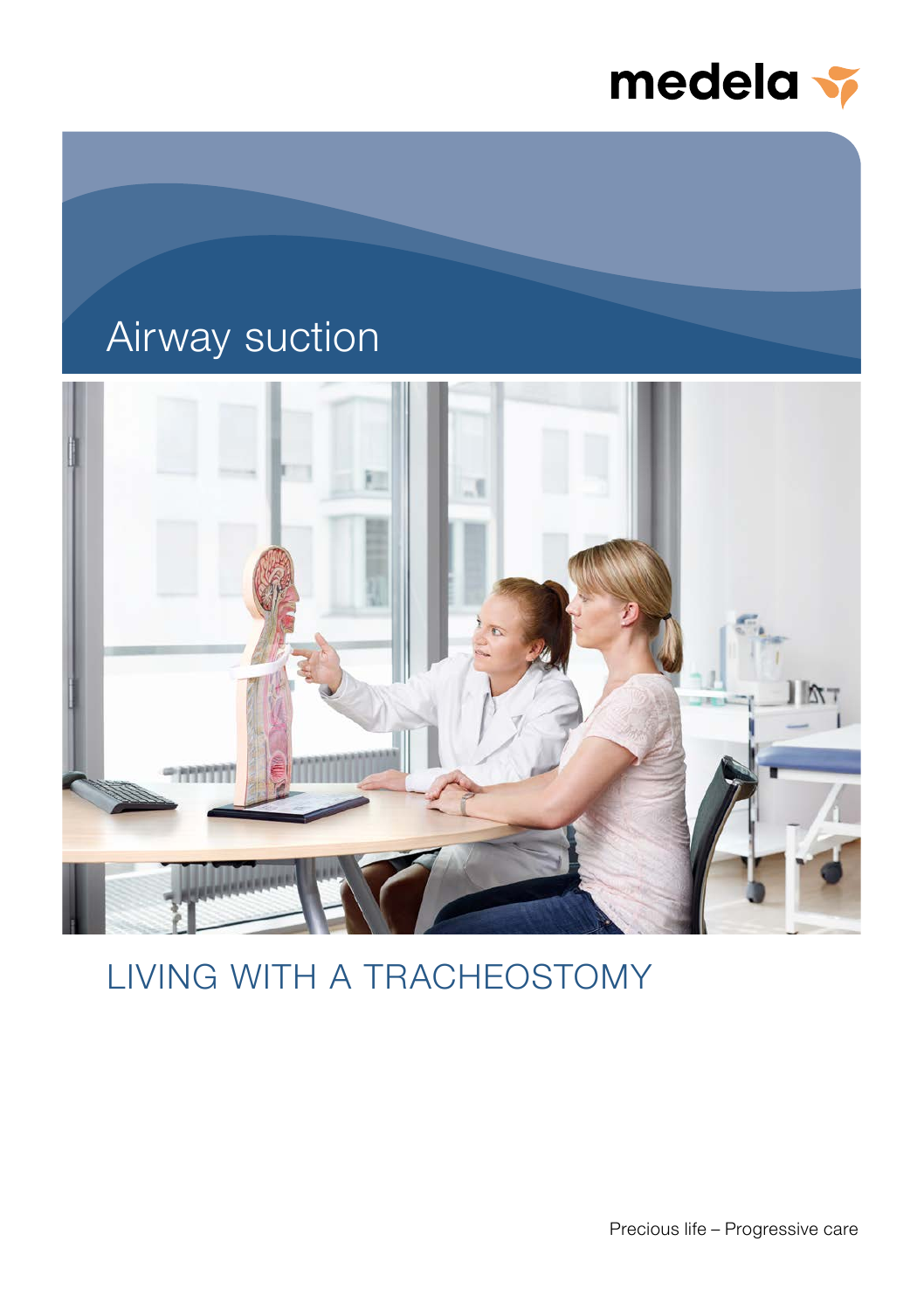medela

# Airway suction

## LIVING WITH A TRACHEOSTOMY

Precious life – Progressive care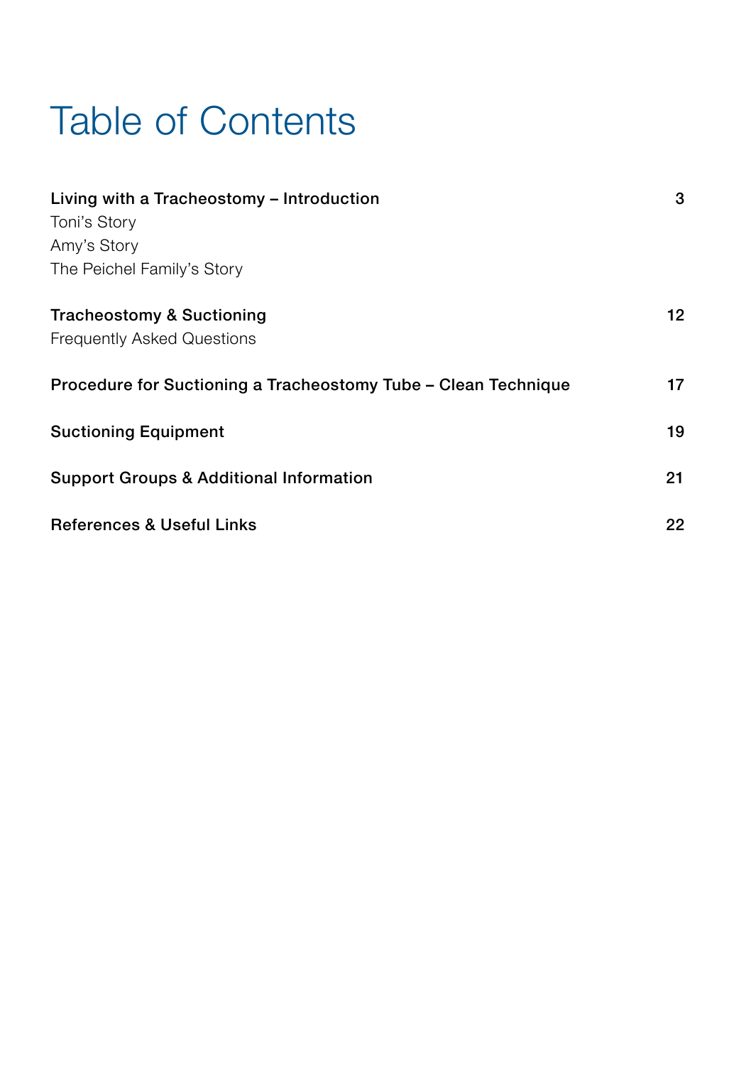# Table of Contents

| | |
|---|---|
| **Living with a Tracheostomy – Introduction** | **3** |
| Toni's Story | |
| Amy's Story | |
| The Peichel Family's Story | |
| **Tracheostomy & Suctioning** | **12** |
| Frequently Asked Questions | |
| **Procedure for Suctioning a Tracheostomy Tube – Clean Technique** | **17** |
| **Suctioning Equipment** | **19** |
| **Support Groups & Additional Information** | **21** |
| **References & Useful Links** | **22** |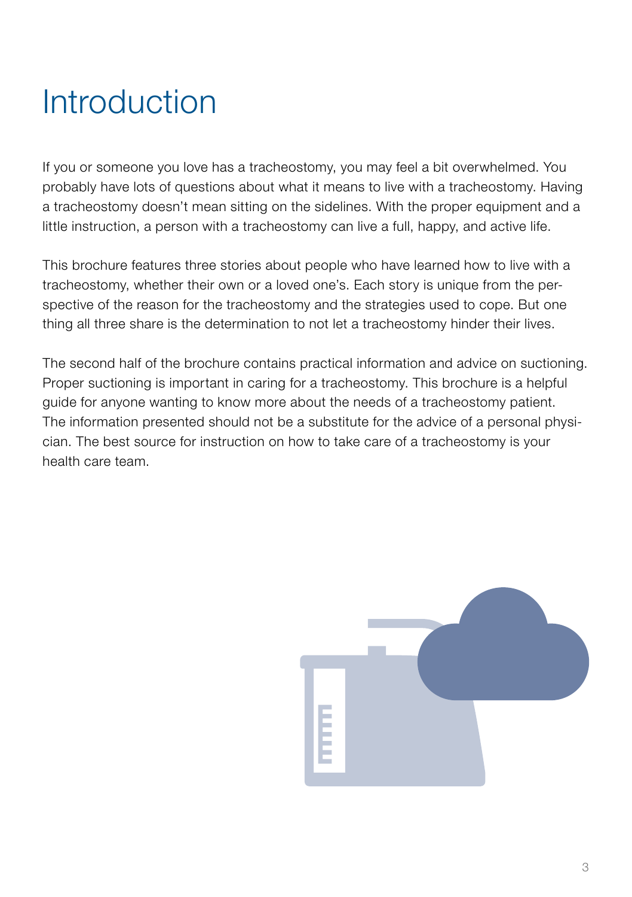# Introduction

If you or someone you love has a tracheostomy, you may feel a bit overwhelmed. You probably have lots of questions about what it means to live with a tracheostomy. Having a tracheostomy doesn't mean sitting on the sidelines. With the proper equipment and a little instruction, a person with a tracheostomy can live a full, happy, and active life.

This brochure features three stories about people who have learned how to live with a tracheostomy, whether their own or a loved one's. Each story is unique from the perspective of the reason for the tracheostomy and the strategies used to cope. But one thing all three share is the determination to not let a tracheostomy hinder their lives.

The second half of the brochure contains practical information and advice on suctioning. Proper suctioning is important in caring for a tracheostomy. This brochure is a helpful guide for anyone wanting to know more about the needs of a tracheostomy patient. The information presented should not be a substitute for the advice of a personal physician. The best source for instruction on how to take care of a tracheostomy is your health care team.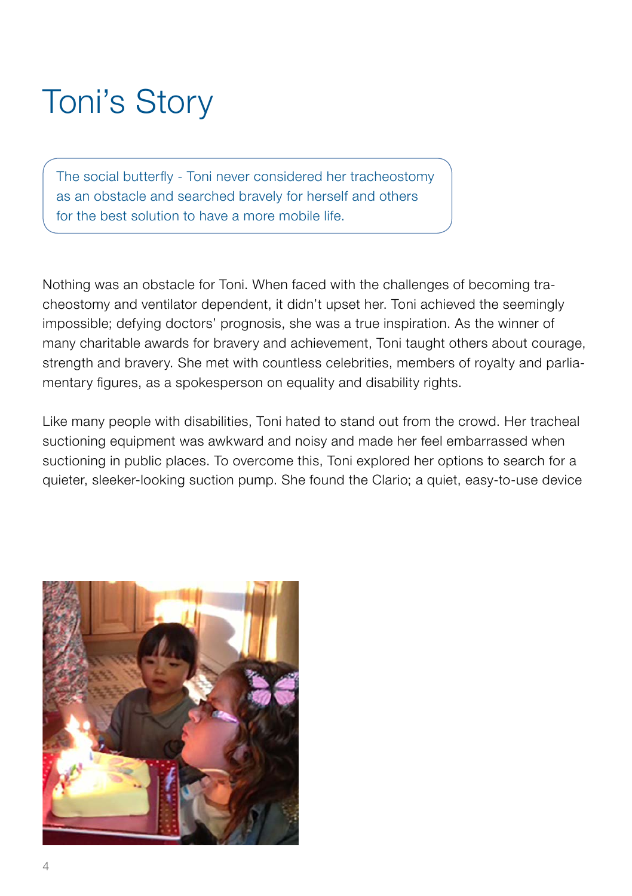# Toni's Story

The social butterfly - Toni never considered her tracheostomy as an obstacle and searched bravely for herself and others for the best solution to have a more mobile life.

Nothing was an obstacle for Toni. When faced with the challenges of becoming tracheostomy and ventilator dependent, it didn't upset her. Toni achieved the seemingly impossible; defying doctors' prognosis, she was a true inspiration. As the winner of many charitable awards for bravery and achievement, Toni taught others about courage, strength and bravery. She met with countless celebrities, members of royalty and parliamentary figures, as a spokesperson on equality and disability rights.

Like many people with disabilities, Toni hated to stand out from the crowd. Her tracheal suctioning equipment was awkward and noisy and made her feel embarrassed when suctioning in public places. To overcome this, Toni explored her options to search for a quieter, sleeker-looking suction pump. She found the Clario; a quiet, easy-to-use device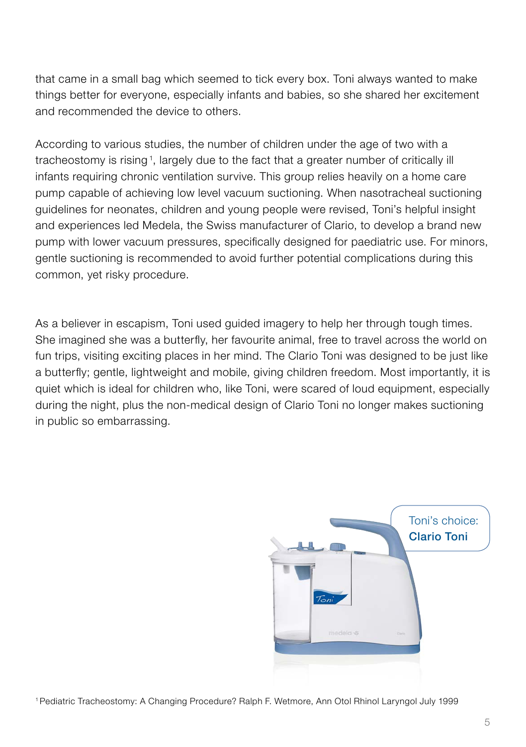that came in a small bag which seemed to tick every box. Toni always wanted to make things better for everyone, especially infants and babies, so she shared her excitement and recommended the device to others.

According to various studies, the number of children under the age of two with a tracheostomy is rising[1], largely due to the fact that a greater number of critically ill infants requiring chronic ventilation survive. This group relies heavily on a home care pump capable of achieving low level vacuum suctioning. When nasotracheal suctioning guidelines for neonates, children and young people were revised, Toni's helpful insight and experiences led Medela, the Swiss manufacturer of Clario, to develop a brand new pump with lower vacuum pressures, specifically designed for paediatric use. For minors, gentle suctioning is recommended to avoid further potential complications during this common, yet risky procedure.

As a believer in escapism, Toni used guided imagery to help her through tough times. She imagined she was a butterfly, her favourite animal, free to travel across the world on fun trips, visiting exciting places in her mind. The Clario Toni was designed to be just like a butterfly; gentle, lightweight and mobile, giving children freedom. Most importantly, it is quiet which is ideal for children who, like Toni, were scared of loud equipment, especially during the night, plus the non-medical design of Clario Toni no longer makes suctioning in public so embarrassing.

Toni's choice:
**Clario Toni**

[1] Pediatric Tracheostomy: A Changing Procedure? Ralph F. Wetmore, Ann Otol Rhinol Laryngol July 1999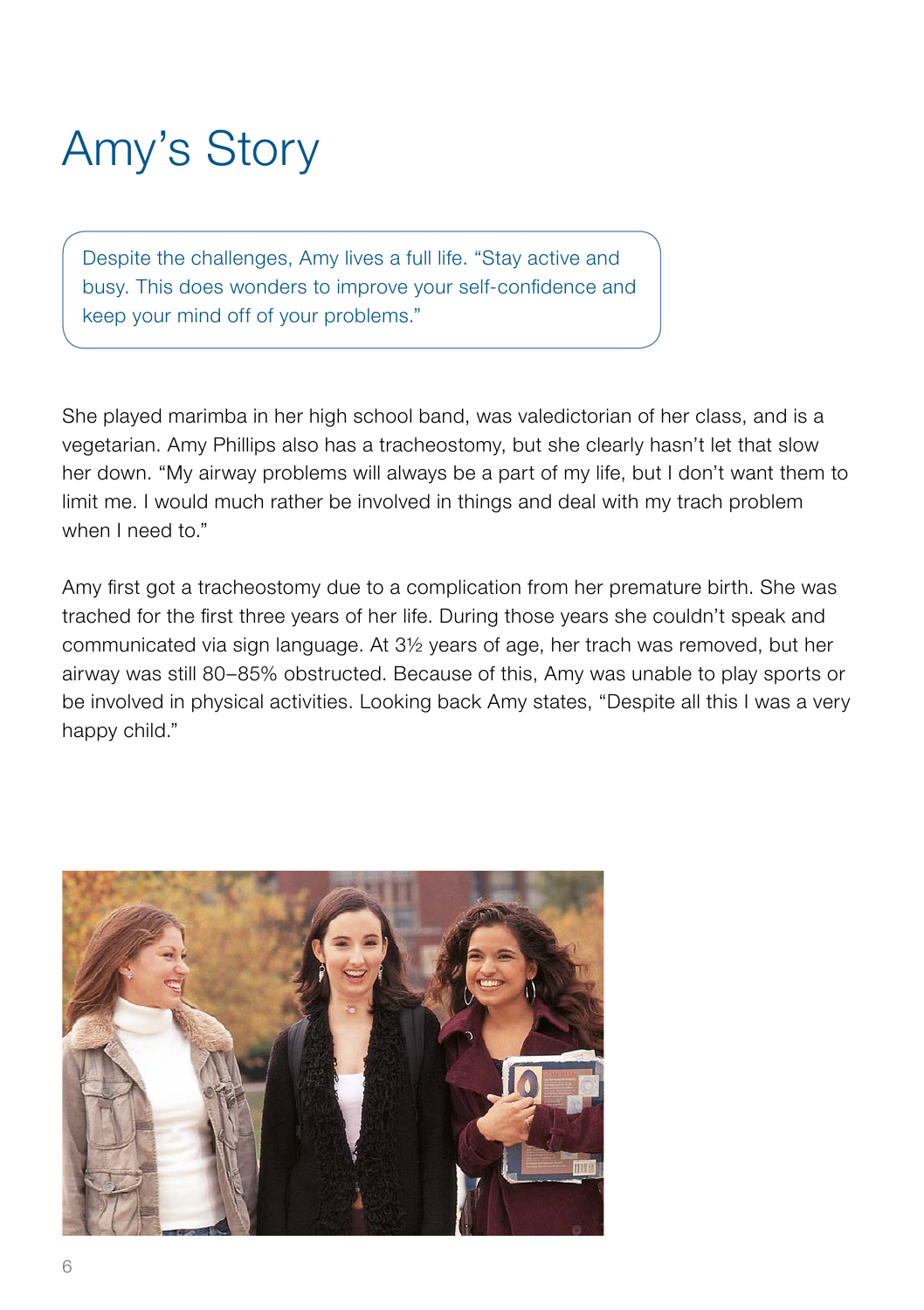# Amy's Story

> Despite the challenges, Amy lives a full life. "Stay active and busy. This does wonders to improve your self-confidence and keep your mind off of your problems."

She played marimba in her high school band, was valedictorian of her class, and is a vegetarian. Amy Phillips also has a tracheostomy, but she clearly hasn't let that slow her down. "My airway problems will always be a part of my life, but I don't want them to limit me. I would much rather be involved in things and deal with my trach problem when I need to."

Amy first got a tracheostomy due to a complication from her premature birth. She was trached for the first three years of her life. During those years she couldn't speak and communicated via sign language. At 3½ years of age, her trach was removed, but her airway was still 80–85% obstructed. Because of this, Amy was unable to play sports or be involved in physical activities. Looking back Amy states, "Despite all this I was a very happy child."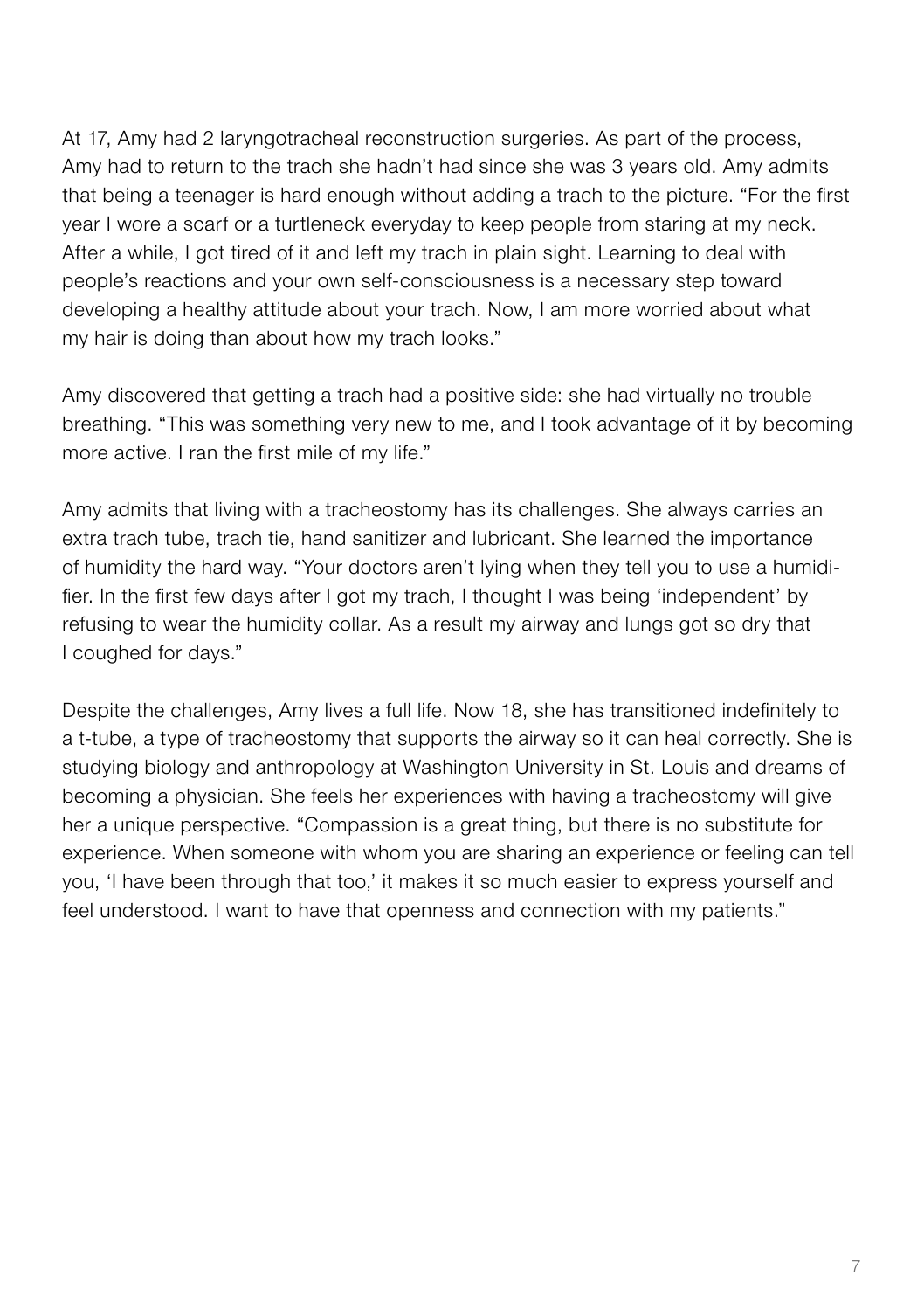At 17, Amy had 2 laryngotracheal reconstruction surgeries. As part of the process, Amy had to return to the trach she hadn't had since she was 3 years old. Amy admits that being a teenager is hard enough without adding a trach to the picture. "For the first year I wore a scarf or a turtleneck everyday to keep people from staring at my neck. After a while, I got tired of it and left my trach in plain sight. Learning to deal with people's reactions and your own self-consciousness is a necessary step toward developing a healthy attitude about your trach. Now, I am more worried about what my hair is doing than about how my trach looks."

Amy discovered that getting a trach had a positive side: she had virtually no trouble breathing. "This was something very new to me, and I took advantage of it by becoming more active. I ran the first mile of my life."

Amy admits that living with a tracheostomy has its challenges. She always carries an extra trach tube, trach tie, hand sanitizer and lubricant. She learned the importance of humidity the hard way. "Your doctors aren't lying when they tell you to use a humidifier. In the first few days after I got my trach, I thought I was being 'independent' by refusing to wear the humidity collar. As a result my airway and lungs got so dry that I coughed for days."

Despite the challenges, Amy lives a full life. Now 18, she has transitioned indefinitely to a t-tube, a type of tracheostomy that supports the airway so it can heal correctly. She is studying biology and anthropology at Washington University in St. Louis and dreams of becoming a physician. She feels her experiences with having a tracheostomy will give her a unique perspective. "Compassion is a great thing, but there is no substitute for experience. When someone with whom you are sharing an experience or feeling can tell you, 'I have been through that too,' it makes it so much easier to express yourself and feel understood. I want to have that openness and connection with my patients."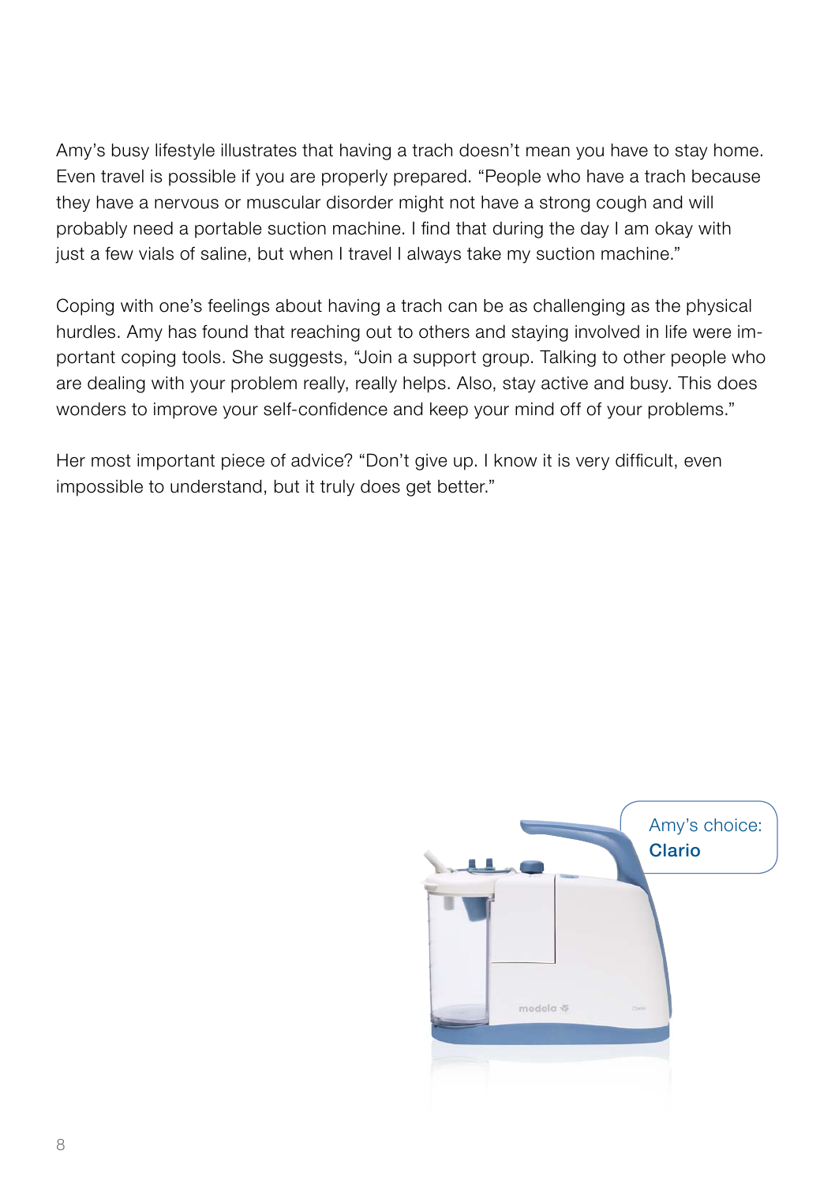Amy's busy lifestyle illustrates that having a trach doesn't mean you have to stay home. Even travel is possible if you are properly prepared. "People who have a trach because they have a nervous or muscular disorder might not have a strong cough and will probably need a portable suction machine. I find that during the day I am okay with just a few vials of saline, but when I travel I always take my suction machine."

Coping with one's feelings about having a trach can be as challenging as the physical hurdles. Amy has found that reaching out to others and staying involved in life were important coping tools. She suggests, "Join a support group. Talking to other people who are dealing with your problem really, really helps. Also, stay active and busy. This does wonders to improve your self-confidence and keep your mind off of your problems."

Her most important piece of advice? "Don't give up. I know it is very difficult, even impossible to understand, but it truly does get better."

Amy's choice: **Clario**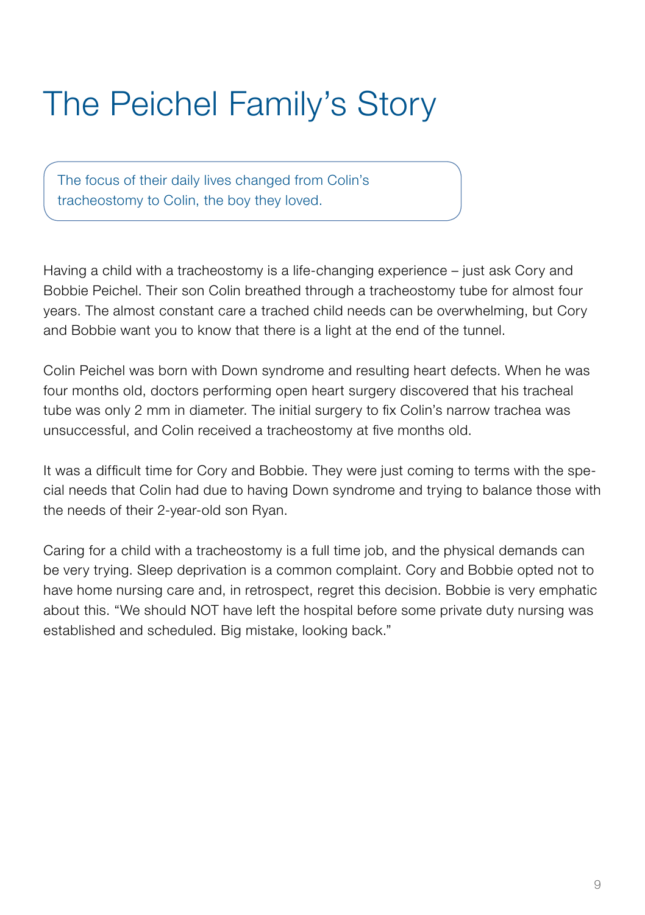# The Peichel Family's Story

> The focus of their daily lives changed from Colin's tracheostomy to Colin, the boy they loved.

Having a child with a tracheostomy is a life-changing experience – just ask Cory and Bobbie Peichel. Their son Colin breathed through a tracheostomy tube for almost four years. The almost constant care a trached child needs can be overwhelming, but Cory and Bobbie want you to know that there is a light at the end of the tunnel.

Colin Peichel was born with Down syndrome and resulting heart defects. When he was four months old, doctors performing open heart surgery discovered that his tracheal tube was only 2 mm in diameter. The initial surgery to fix Colin's narrow trachea was unsuccessful, and Colin received a tracheostomy at five months old.

It was a difficult time for Cory and Bobbie. They were just coming to terms with the special needs that Colin had due to having Down syndrome and trying to balance those with the needs of their 2-year-old son Ryan.

Caring for a child with a tracheostomy is a full time job, and the physical demands can be very trying. Sleep deprivation is a common complaint. Cory and Bobbie opted not to have home nursing care and, in retrospect, regret this decision. Bobbie is very emphatic about this. "We should NOT have left the hospital before some private duty nursing was established and scheduled. Big mistake, looking back."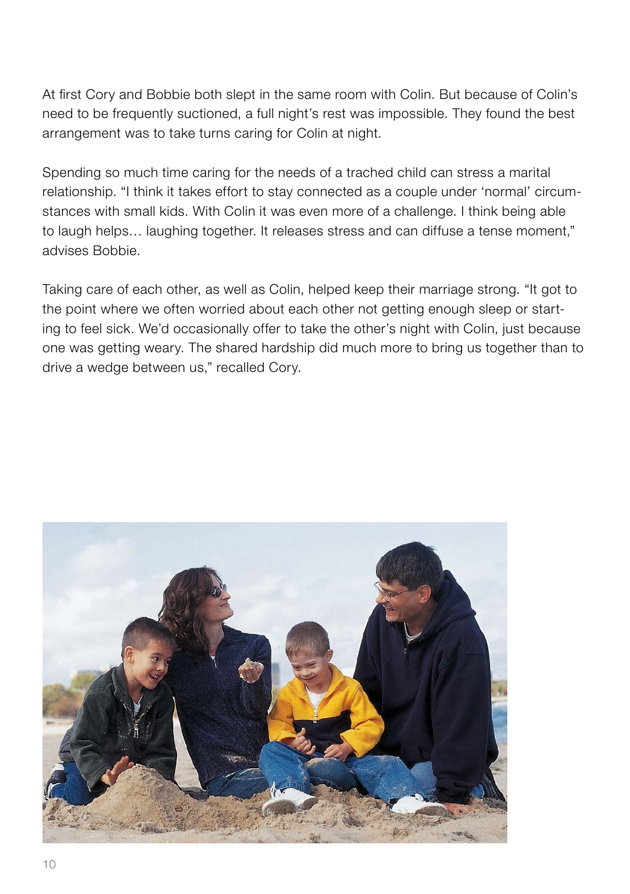At first Cory and Bobbie both slept in the same room with Colin. But because of Colin's need to be frequently suctioned, a full night's rest was impossible. They found the best arrangement was to take turns caring for Colin at night.

Spending so much time caring for the needs of a trached child can stress a marital relationship. "I think it takes effort to stay connected as a couple under 'normal' circumstances with small kids. With Colin it was even more of a challenge. I think being able to laugh helps… laughing together. It releases stress and can diffuse a tense moment," advises Bobbie.

Taking care of each other, as well as Colin, helped keep their marriage strong. "It got to the point where we often worried about each other not getting enough sleep or starting to feel sick. We'd occasionally offer to take the other's night with Colin, just because one was getting weary. The shared hardship did much more to bring us together than to drive a wedge between us," recalled Cory.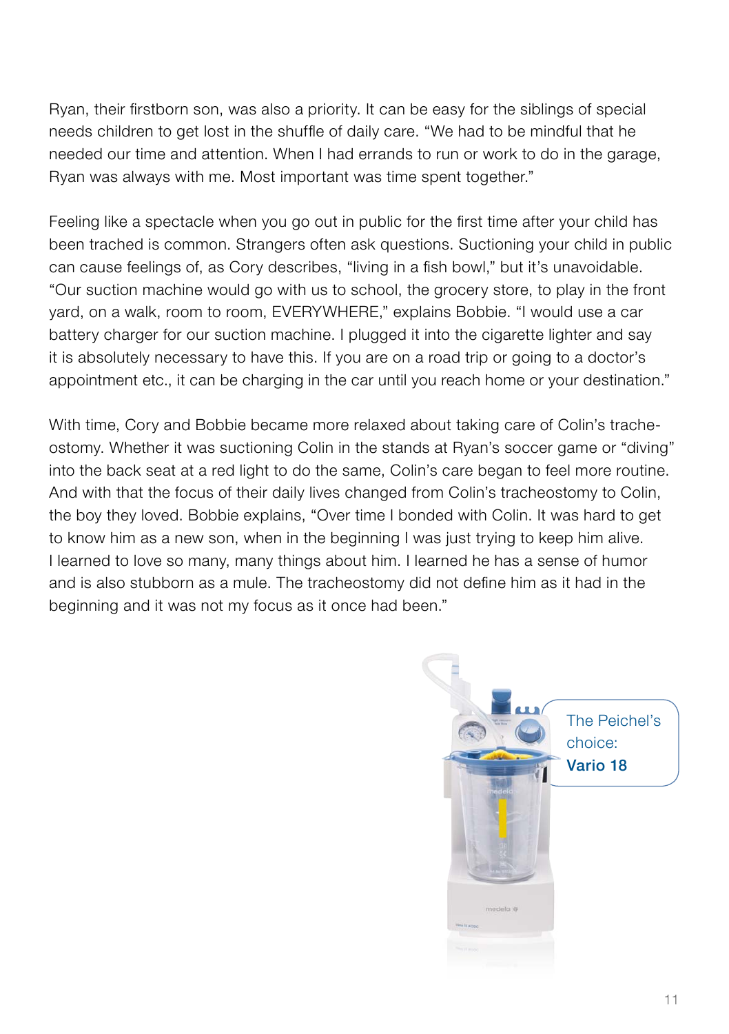Ryan, their firstborn son, was also a priority. It can be easy for the siblings of special needs children to get lost in the shuffle of daily care. “We had to be mindful that he needed our time and attention. When I had errands to run or work to do in the garage, Ryan was always with me. Most important was time spent together.”

Feeling like a spectacle when you go out in public for the first time after your child has been trached is common. Strangers often ask questions. Suctioning your child in public can cause feelings of, as Cory describes, “living in a fish bowl,” but it’s unavoidable. “Our suction machine would go with us to school, the grocery store, to play in the front yard, on a walk, room to room, EVERYWHERE,” explains Bobbie. “I would use a car battery charger for our suction machine. I plugged it into the cigarette lighter and say it is absolutely necessary to have this. If you are on a road trip or going to a doctor’s appointment etc., it can be charging in the car until you reach home or your destination.”

With time, Cory and Bobbie became more relaxed about taking care of Colin’s tracheostomy. Whether it was suctioning Colin in the stands at Ryan’s soccer game or “diving” into the back seat at a red light to do the same, Colin’s care began to feel more routine. And with that the focus of their daily lives changed from Colin’s tracheostomy to Colin, the boy they loved. Bobbie explains, “Over time I bonded with Colin. It was hard to get to know him as a new son, when in the beginning I was just trying to keep him alive. I learned to love so many, many things about him. I learned he has a sense of humor and is also stubborn as a mule. The tracheostomy did not define him as it had in the beginning and it was not my focus as it once had been.”

The Peichel’s choice:
**Vario 18**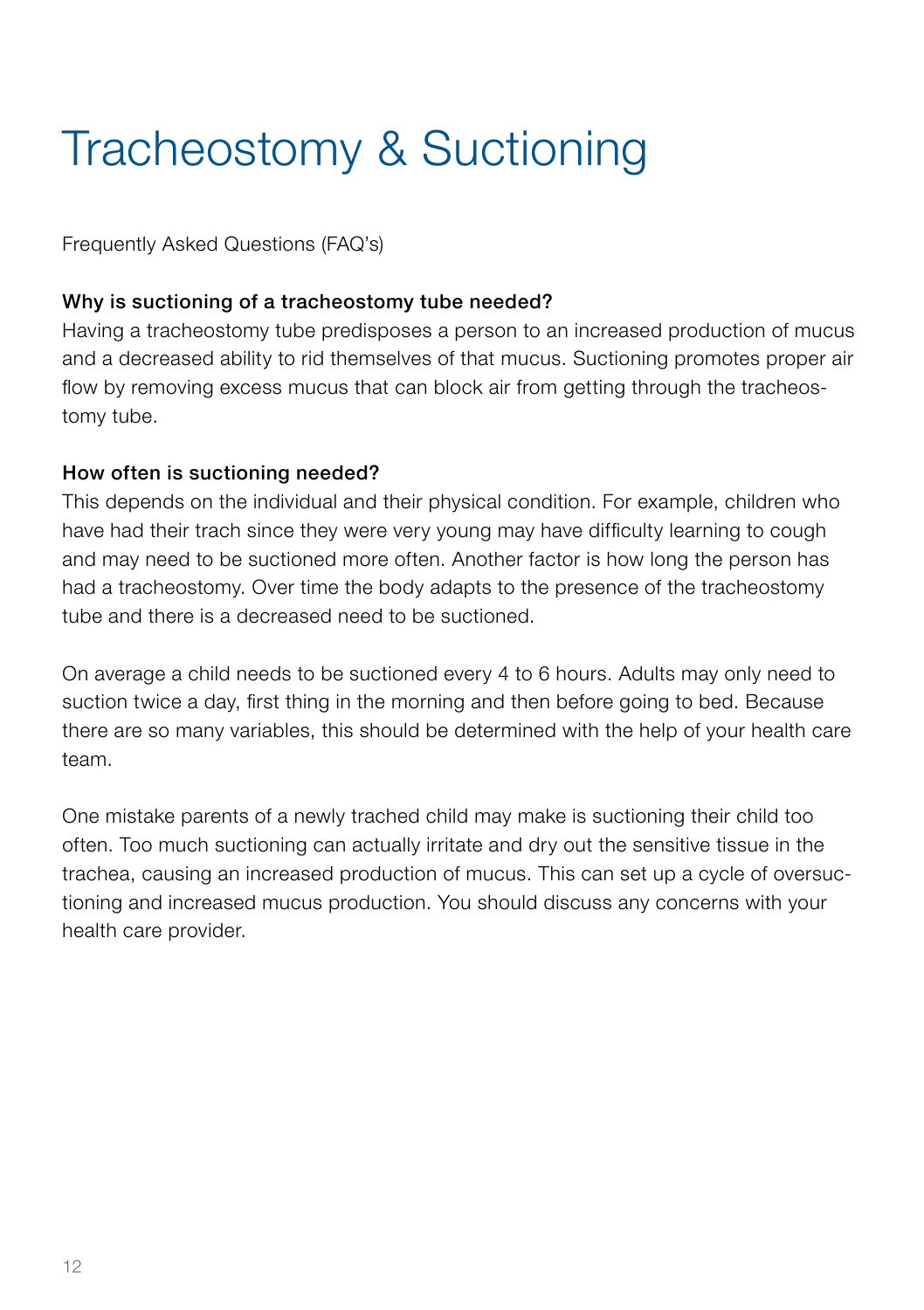# Tracheostomy & Suctioning

Frequently Asked Questions (FAQ's)

**Why is suctioning of a tracheostomy tube needed?**

Having a tracheostomy tube predisposes a person to an increased production of mucus and a decreased ability to rid themselves of that mucus. Suctioning promotes proper air flow by removing excess mucus that can block air from getting through the tracheostomy tube.

**How often is suctioning needed?**

This depends on the individual and their physical condition. For example, children who have had their trach since they were very young may have difficulty learning to cough and may need to be suctioned more often. Another factor is how long the person has had a tracheostomy. Over time the body adapts to the presence of the tracheostomy tube and there is a decreased need to be suctioned.

On average a child needs to be suctioned every 4 to 6 hours. Adults may only need to suction twice a day, first thing in the morning and then before going to bed. Because there are so many variables, this should be determined with the help of your health care team.

One mistake parents of a newly trached child may make is suctioning their child too often. Too much suctioning can actually irritate and dry out the sensitive tissue in the trachea, causing an increased production of mucus. This can set up a cycle of oversuctioning and increased mucus production. You should discuss any concerns with your health care provider.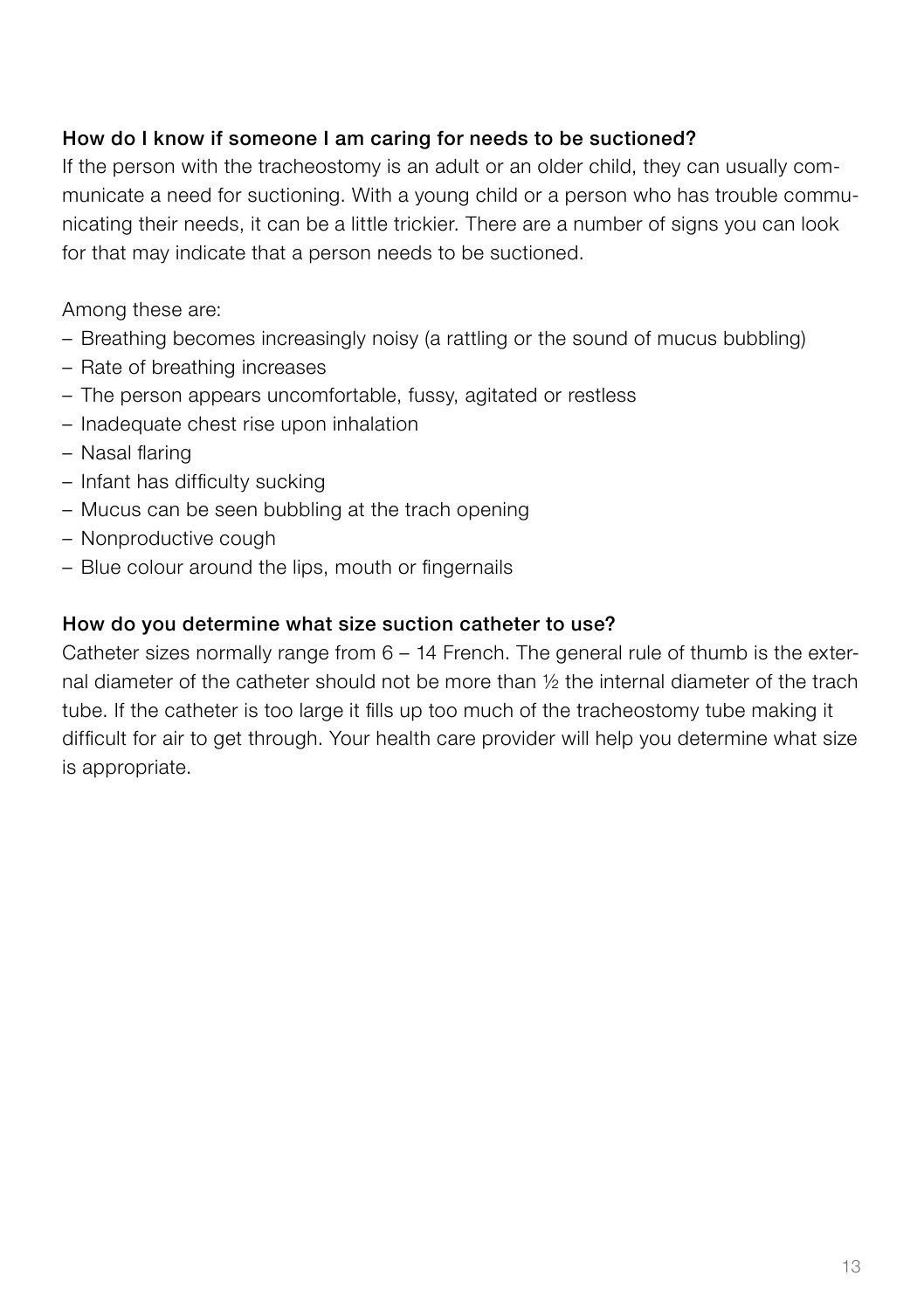### How do I know if someone I am caring for needs to be suctioned?

If the person with the tracheostomy is an adult or an older child, they can usually communicate a need for suctioning. With a young child or a person who has trouble communicating their needs, it can be a little trickier. There are a number of signs you can look for that may indicate that a person needs to be suctioned.

Among these are:

- Breathing becomes increasingly noisy (a rattling or the sound of mucus bubbling)
- Rate of breathing increases
- The person appears uncomfortable, fussy, agitated or restless
- Inadequate chest rise upon inhalation
- Nasal flaring
- Infant has difficulty sucking
- Mucus can be seen bubbling at the trach opening
- Nonproductive cough
- Blue colour around the lips, mouth or fingernails

### How do you determine what size suction catheter to use?

Catheter sizes normally range from 6 – 14 French. The general rule of thumb is the external diameter of the catheter should not be more than ½ the internal diameter of the trach tube. If the catheter is too large it fills up too much of the tracheostomy tube making it difficult for air to get through. Your health care provider will help you determine what size is appropriate.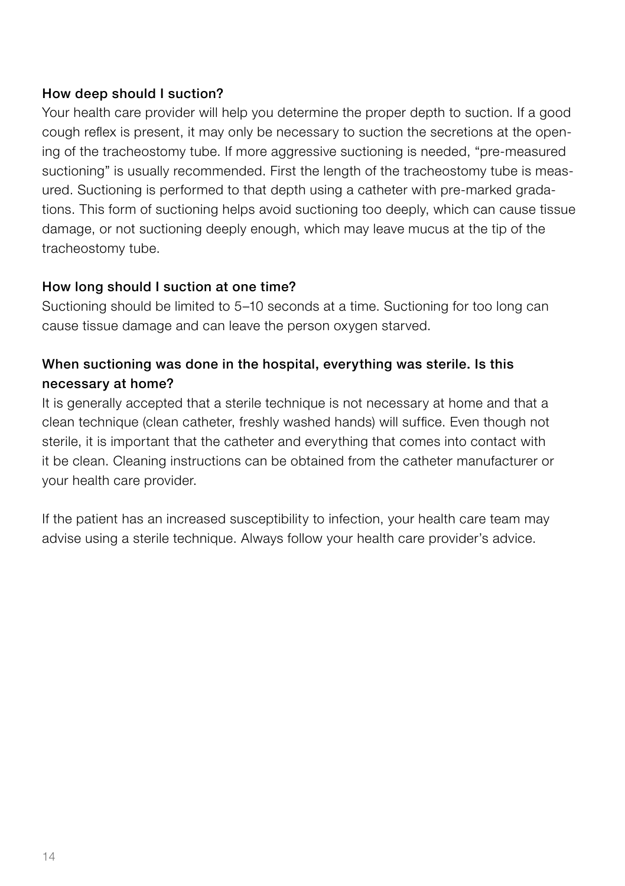### How deep should I suction?

Your health care provider will help you determine the proper depth to suction. If a good cough reflex is present, it may only be necessary to suction the secretions at the opening of the tracheostomy tube. If more aggressive suctioning is needed, "pre-measured suctioning" is usually recommended. First the length of the tracheostomy tube is measured. Suctioning is performed to that depth using a catheter with pre-marked gradations. This form of suctioning helps avoid suctioning too deeply, which can cause tissue damage, or not suctioning deeply enough, which may leave mucus at the tip of the tracheostomy tube.

### How long should I suction at one time?

Suctioning should be limited to 5–10 seconds at a time. Suctioning for too long can cause tissue damage and can leave the person oxygen starved.

### When suctioning was done in the hospital, everything was sterile. Is this necessary at home?

It is generally accepted that a sterile technique is not necessary at home and that a clean technique (clean catheter, freshly washed hands) will suffice. Even though not sterile, it is important that the catheter and everything that comes into contact with it be clean. Cleaning instructions can be obtained from the catheter manufacturer or your health care provider.

If the patient has an increased susceptibility to infection, your health care team may advise using a sterile technique. Always follow your health care provider's advice.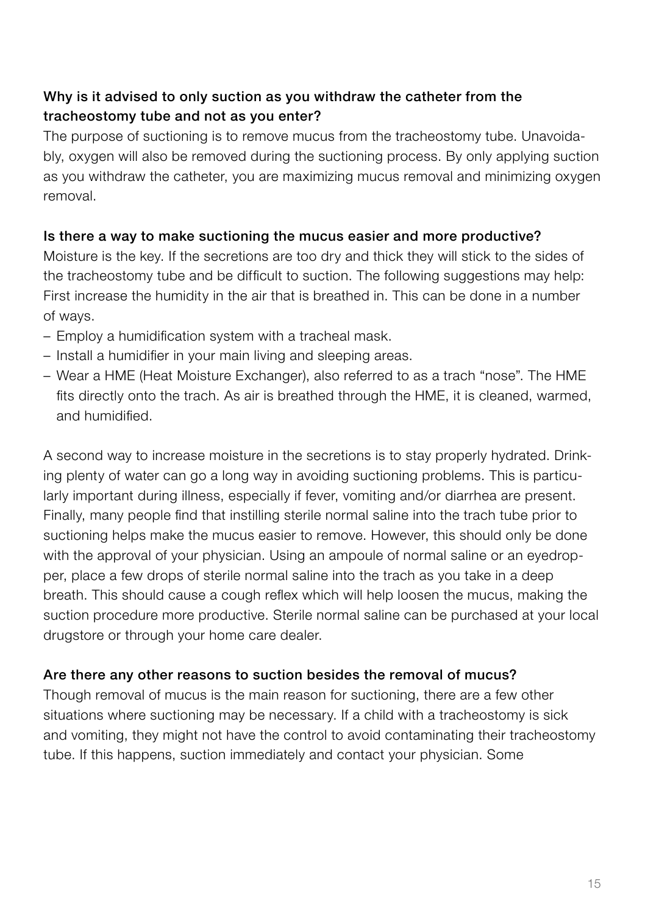**Why is it advised to only suction as you withdraw the catheter from the tracheostomy tube and not as you enter?**

The purpose of suctioning is to remove mucus from the tracheostomy tube. Unavoidably, oxygen will also be removed during the suctioning process. By only applying suction as you withdraw the catheter, you are maximizing mucus removal and minimizing oxygen removal.

**Is there a way to make suctioning the mucus easier and more productive?**

Moisture is the key. If the secretions are too dry and thick they will stick to the sides of the tracheostomy tube and be difficult to suction. The following suggestions may help: First increase the humidity in the air that is breathed in. This can be done in a number of ways.

- Employ a humidification system with a tracheal mask.
- Install a humidifier in your main living and sleeping areas.
- Wear a HME (Heat Moisture Exchanger), also referred to as a trach "nose". The HME fits directly onto the trach. As air is breathed through the HME, it is cleaned, warmed, and humidified.

A second way to increase moisture in the secretions is to stay properly hydrated. Drinking plenty of water can go a long way in avoiding suctioning problems. This is particularly important during illness, especially if fever, vomiting and/or diarrhea are present. Finally, many people find that instilling sterile normal saline into the trach tube prior to suctioning helps make the mucus easier to remove. However, this should only be done with the approval of your physician. Using an ampoule of normal saline or an eyedropper, place a few drops of sterile normal saline into the trach as you take in a deep breath. This should cause a cough reflex which will help loosen the mucus, making the suction procedure more productive. Sterile normal saline can be purchased at your local drugstore or through your home care dealer.

**Are there any other reasons to suction besides the removal of mucus?**

Though removal of mucus is the main reason for suctioning, there are a few other situations where suctioning may be necessary. If a child with a tracheostomy is sick and vomiting, they might not have the control to avoid contaminating their tracheostomy tube. If this happens, suction immediately and contact your physician. Some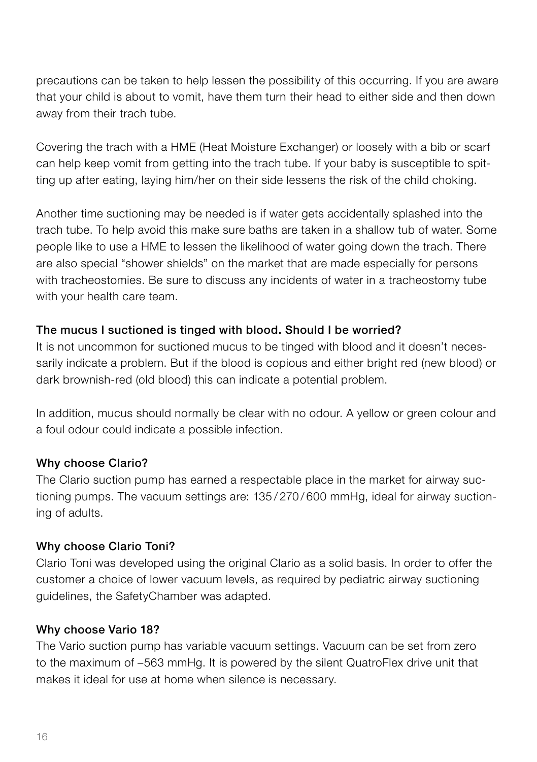precautions can be taken to help lessen the possibility of this occurring. If you are aware that your child is about to vomit, have them turn their head to either side and then down away from their trach tube.

Covering the trach with a HME (Heat Moisture Exchanger) or loosely with a bib or scarf can help keep vomit from getting into the trach tube. If your baby is susceptible to spitting up after eating, laying him/her on their side lessens the risk of the child choking.

Another time suctioning may be needed is if water gets accidentally splashed into the trach tube. To help avoid this make sure baths are taken in a shallow tub of water. Some people like to use a HME to lessen the likelihood of water going down the trach. There are also special "shower shields" on the market that are made especially for persons with tracheostomies. Be sure to discuss any incidents of water in a tracheostomy tube with your health care team.

### The mucus I suctioned is tinged with blood. Should I be worried?

It is not uncommon for suctioned mucus to be tinged with blood and it doesn't necessarily indicate a problem. But if the blood is copious and either bright red (new blood) or dark brownish-red (old blood) this can indicate a potential problem.

In addition, mucus should normally be clear with no odour. A yellow or green colour and a foul odour could indicate a possible infection.

### Why choose Clario?

The Clario suction pump has earned a respectable place in the market for airway suctioning pumps. The vacuum settings are: 135 / 270 / 600 mmHg, ideal for airway suctioning of adults.

### Why choose Clario Toni?

Clario Toni was developed using the original Clario as a solid basis. In order to offer the customer a choice of lower vacuum levels, as required by pediatric airway suctioning guidelines, the SafetyChamber was adapted.

### Why choose Vario 18?

The Vario suction pump has variable vacuum settings. Vacuum can be set from zero to the maximum of –563 mmHg. It is powered by the silent QuatroFlex drive unit that makes it ideal for use at home when silence is necessary.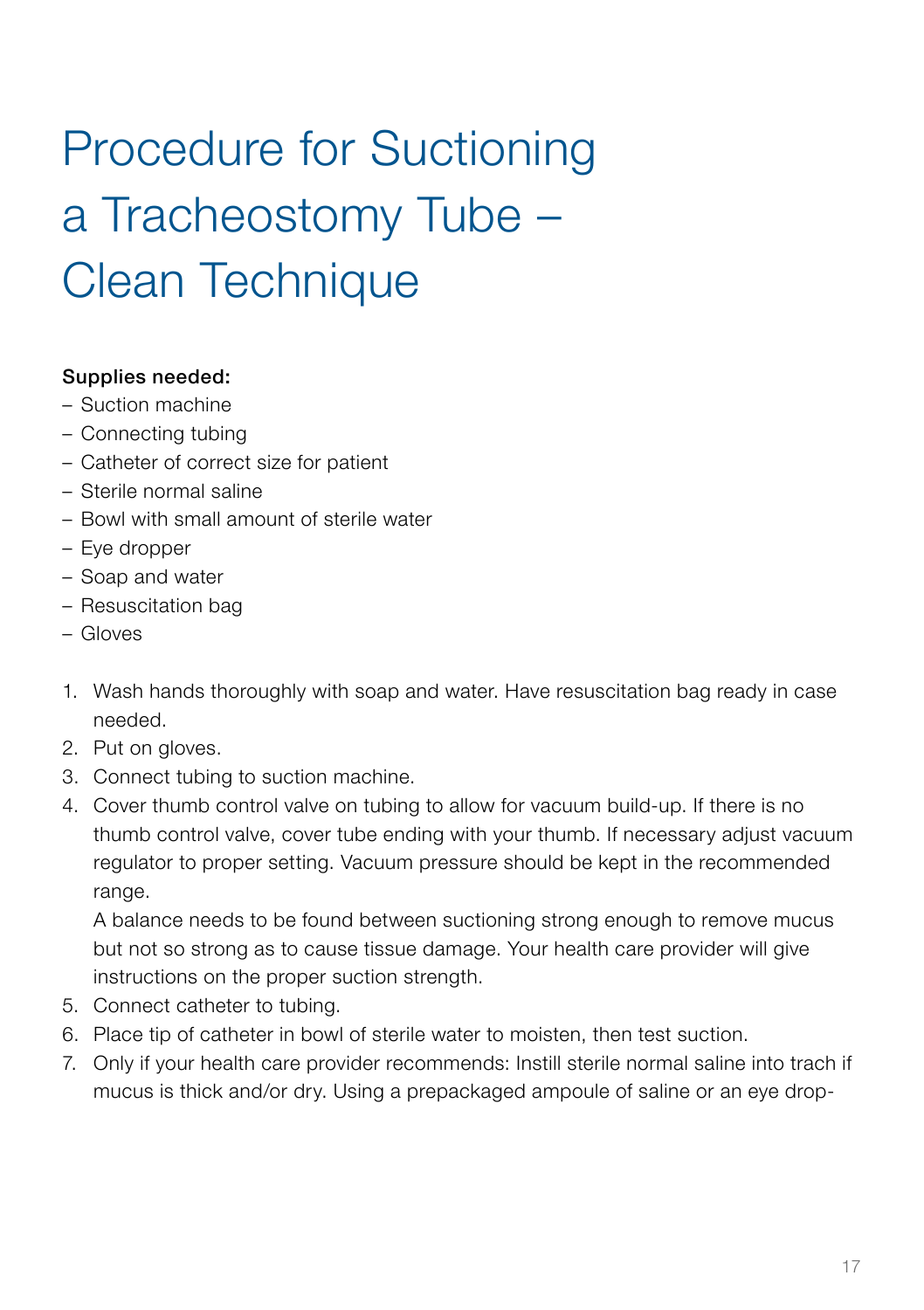# Procedure for Suctioning a Tracheostomy Tube – Clean Technique

**Supplies needed:**

- Suction machine
- Connecting tubing
- Catheter of correct size for patient
- Sterile normal saline
- Bowl with small amount of sterile water
- Eye dropper
- Soap and water
- Resuscitation bag
- Gloves

1. Wash hands thoroughly with soap and water. Have resuscitation bag ready in case needed.
2. Put on gloves.
3. Connect tubing to suction machine.
4. Cover thumb control valve on tubing to allow for vacuum build-up. If there is no thumb control valve, cover tube ending with your thumb. If necessary adjust vacuum regulator to proper setting. Vacuum pressure should be kept in the recommended range.

   A balance needs to be found between suctioning strong enough to remove mucus but not so strong as to cause tissue damage. Your health care provider will give instructions on the proper suction strength.
5. Connect catheter to tubing.
6. Place tip of catheter in bowl of sterile water to moisten, then test suction.
7. Only if your health care provider recommends: Instill sterile normal saline into trach if mucus is thick and/or dry. Using a prepackaged ampoule of saline or an eye drop-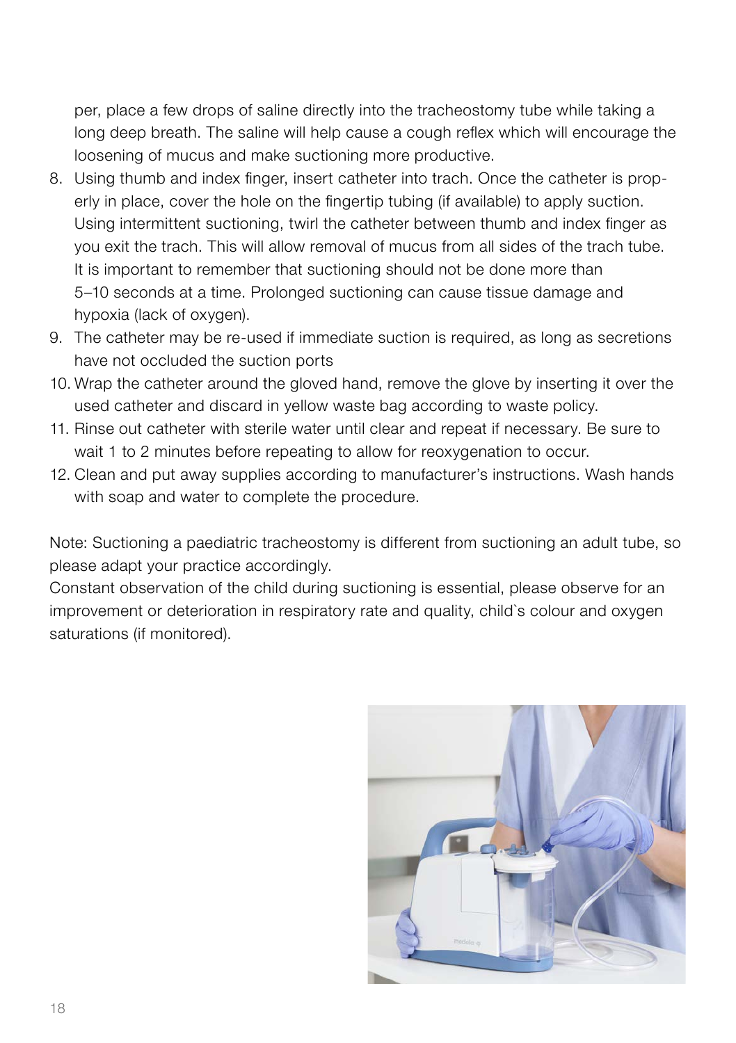per, place a few drops of saline directly into the tracheostomy tube while taking a long deep breath. The saline will help cause a cough reflex which will encourage the loosening of mucus and make suctioning more productive.

8. Using thumb and index finger, insert catheter into trach. Once the catheter is properly in place, cover the hole on the fingertip tubing (if available) to apply suction. Using intermittent suctioning, twirl the catheter between thumb and index finger as you exit the trach. This will allow removal of mucus from all sides of the trach tube. It is important to remember that suctioning should not be done more than 5–10 seconds at a time. Prolonged suctioning can cause tissue damage and hypoxia (lack of oxygen).
9. The catheter may be re-used if immediate suction is required, as long as secretions have not occluded the suction ports
10. Wrap the catheter around the gloved hand, remove the glove by inserting it over the used catheter and discard in yellow waste bag according to waste policy.
11. Rinse out catheter with sterile water until clear and repeat if necessary. Be sure to wait 1 to 2 minutes before repeating to allow for reoxygenation to occur.
12. Clean and put away supplies according to manufacturer's instructions. Wash hands with soap and water to complete the procedure.

Note: Suctioning a paediatric tracheostomy is different from suctioning an adult tube, so please adapt your practice accordingly.
Constant observation of the child during suctioning is essential, please observe for an improvement or deterioration in respiratory rate and quality, child`s colour and oxygen saturations (if monitored).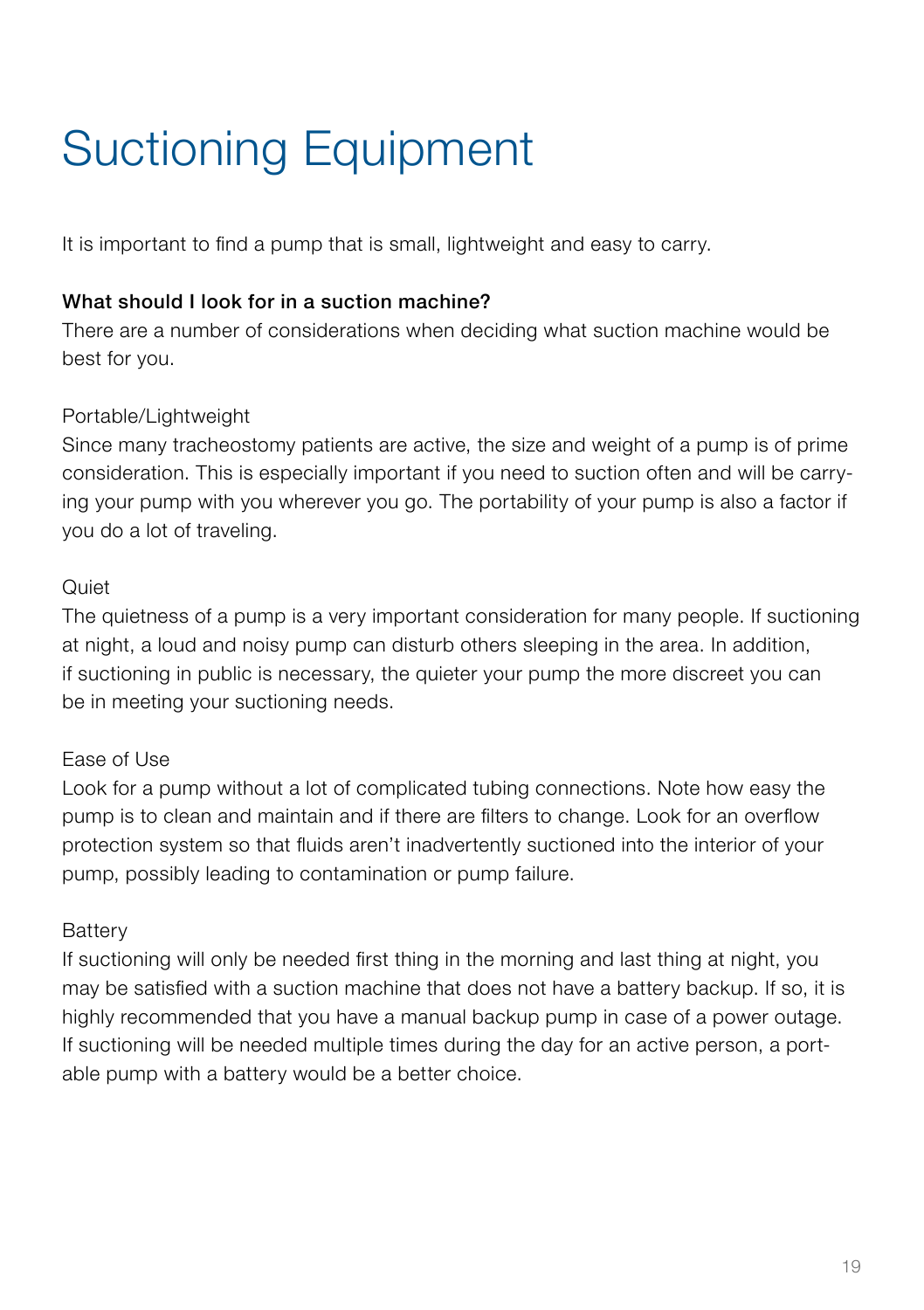# Suctioning Equipment

It is important to find a pump that is small, lightweight and easy to carry.

**What should I look for in a suction machine?**

There are a number of considerations when deciding what suction machine would be best for you.

Portable/Lightweight

Since many tracheostomy patients are active, the size and weight of a pump is of prime consideration. This is especially important if you need to suction often and will be carrying your pump with you wherever you go. The portability of your pump is also a factor if you do a lot of traveling.

Quiet

The quietness of a pump is a very important consideration for many people. If suctioning at night, a loud and noisy pump can disturb others sleeping in the area. In addition, if suctioning in public is necessary, the quieter your pump the more discreet you can be in meeting your suctioning needs.

Ease of Use

Look for a pump without a lot of complicated tubing connections. Note how easy the pump is to clean and maintain and if there are filters to change. Look for an overflow protection system so that fluids aren't inadvertently suctioned into the interior of your pump, possibly leading to contamination or pump failure.

Battery

If suctioning will only be needed first thing in the morning and last thing at night, you may be satisfied with a suction machine that does not have a battery backup. If so, it is highly recommended that you have a manual backup pump in case of a power outage. If suctioning will be needed multiple times during the day for an active person, a portable pump with a battery would be a better choice.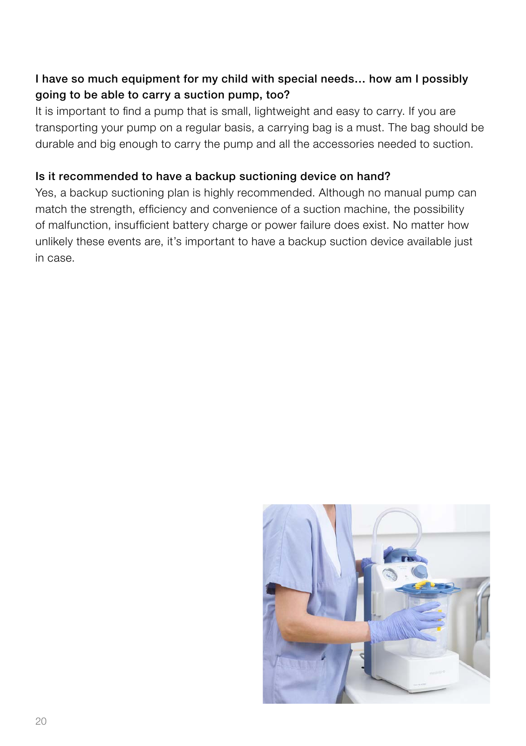**I have so much equipment for my child with special needs… how am I possibly going to be able to carry a suction pump, too?**

It is important to find a pump that is small, lightweight and easy to carry. If you are transporting your pump on a regular basis, a carrying bag is a must. The bag should be durable and big enough to carry the pump and all the accessories needed to suction.

**Is it recommended to have a backup suctioning device on hand?**

Yes, a backup suctioning plan is highly recommended. Although no manual pump can match the strength, efficiency and convenience of a suction machine, the possibility of malfunction, insufficient battery charge or power failure does exist. No matter how unlikely these events are, it's important to have a backup suction device available just in case.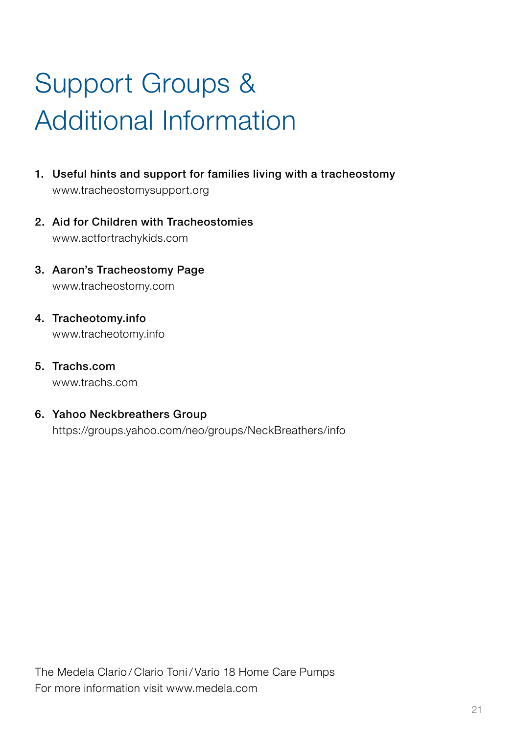# Support Groups & Additional Information

1. **Useful hints and support for families living with a tracheostomy**
   www.tracheostomysupport.org

2. **Aid for Children with Tracheostomies**
   www.actfortrachykids.com

3. **Aaron's Tracheostomy Page**
   www.tracheostomy.com

4. **Tracheotomy.info**
   www.tracheotomy.info

5. **Trachs.com**
   www.trachs.com

6. **Yahoo Neckbreathers Group**
   https://groups.yahoo.com/neo/groups/NeckBreathers/info

The Medela Clario / Clario Toni / Vario 18 Home Care Pumps
For more information visit www.medela.com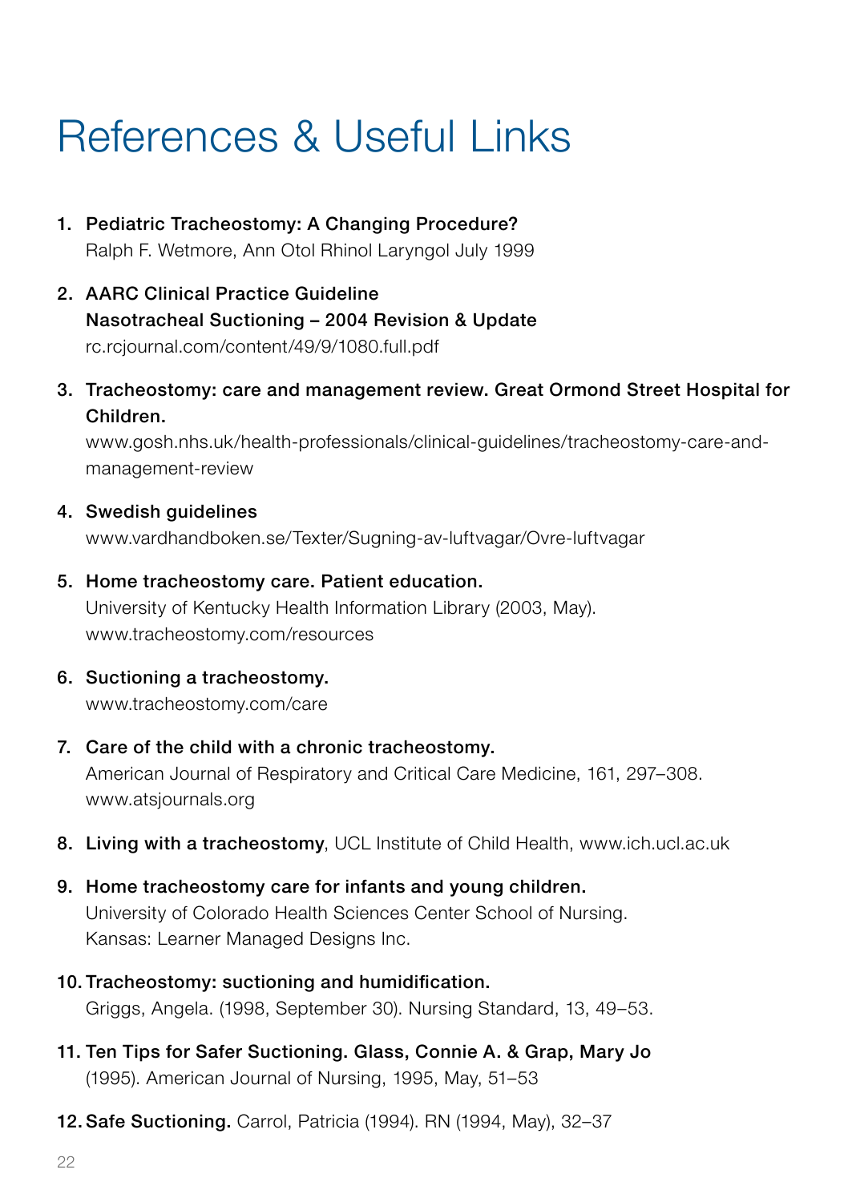# References & Useful Links

1. **Pediatric Tracheostomy: A Changing Procedure?**
   Ralph F. Wetmore, Ann Otol Rhinol Laryngol July 1999

2. **AARC Clinical Practice Guideline**
   **Nasotracheal Suctioning – 2004 Revision & Update**
   rc.rcjournal.com/content/49/9/1080.full.pdf

3. **Tracheostomy: care and management review. Great Ormond Street Hospital for Children.**
   www.gosh.nhs.uk/health-professionals/clinical-guidelines/tracheostomy-care-and-management-review

4. **Swedish guidelines**
   www.vardhandboken.se/Texter/Sugning-av-luftvagar/Ovre-luftvagar

5. **Home tracheostomy care. Patient education.**
   University of Kentucky Health Information Library (2003, May).
   www.tracheostomy.com/resources

6. **Suctioning a tracheostomy.**
   www.tracheostomy.com/care

7. **Care of the child with a chronic tracheostomy.**
   American Journal of Respiratory and Critical Care Medicine, 161, 297–308.
   www.atsjournals.org

8. **Living with a tracheostomy**, UCL Institute of Child Health, www.ich.ucl.ac.uk

9. **Home tracheostomy care for infants and young children.**
   University of Colorado Health Sciences Center School of Nursing.
   Kansas: Learner Managed Designs Inc.

10. **Tracheostomy: suctioning and humidification.**
    Griggs, Angela. (1998, September 30). Nursing Standard, 13, 49–53.

11. **Ten Tips for Safer Suctioning. Glass, Connie A. & Grap, Mary Jo**
    (1995). American Journal of Nursing, 1995, May, 51–53

12. **Safe Suctioning.** Carrol, Patricia (1994). RN (1994, May), 32–37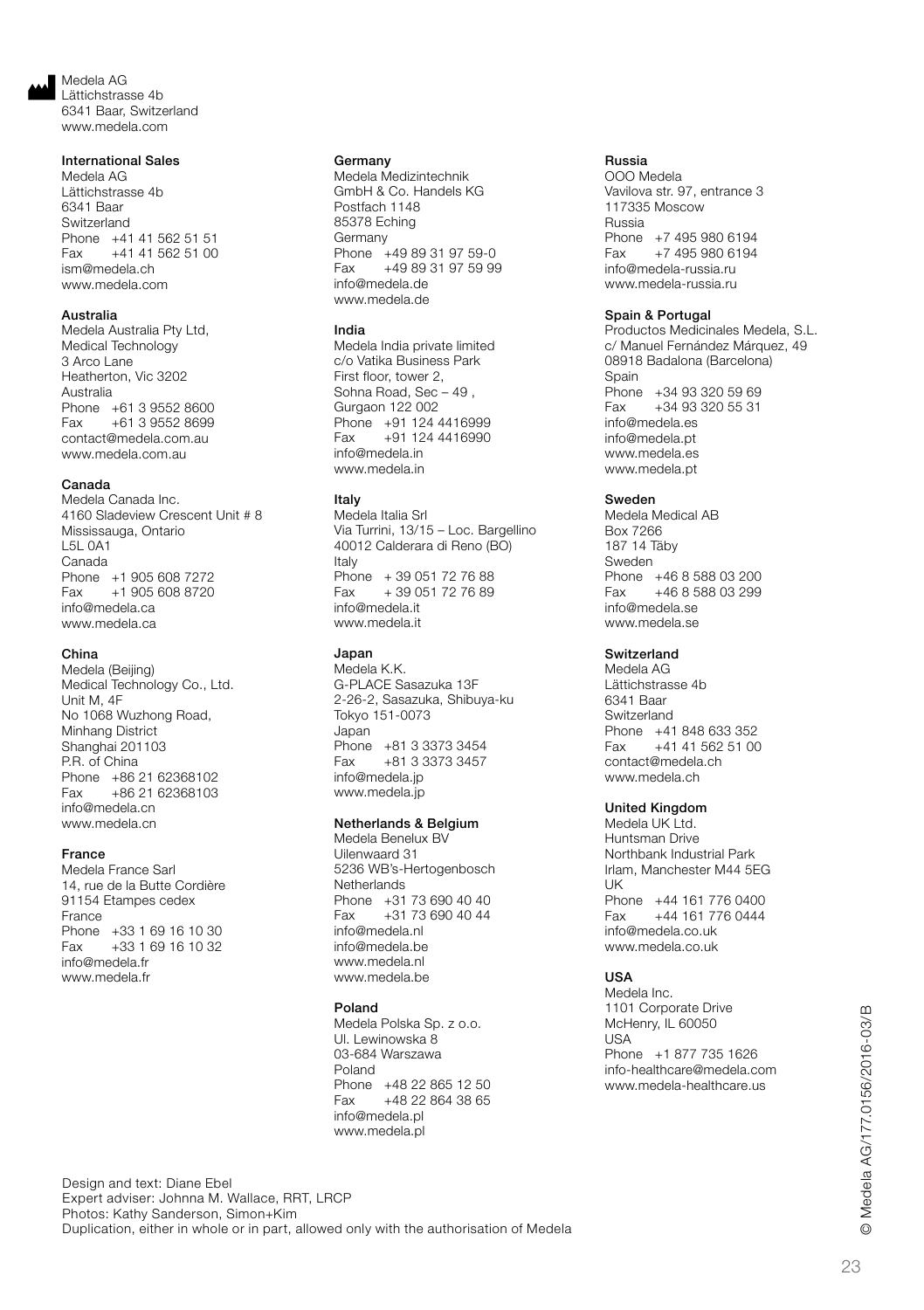Medela AG
Lättichstrasse 4b
6341 Baar, Switzerland
www.medela.com

**International Sales**
Medela AG
Lättichstrasse 4b
6341 Baar
Switzerland
Phone +41 41 562 51 51
Fax +41 41 562 51 00
ism@medela.ch
www.medela.com

**Australia**
Medela Australia Pty Ltd,
Medical Technology
3 Arco Lane
Heatherton, Vic 3202
Australia
Phone +61 3 9552 8600
Fax +61 3 9552 8699
contact@medela.com.au
www.medela.com.au

**Canada**
Medela Canada Inc.
4160 Sladeview Crescent Unit # 8
Mississauga, Ontario
L5L 0A1
Canada
Phone +1 905 608 7272
Fax +1 905 608 8720
info@medela.ca
www.medela.ca

**China**
Medela (Beijing)
Medical Technology Co., Ltd.
Unit M, 4F
No 1068 Wuzhong Road,
Minhang District
Shanghai 201103
P.R. of China
Phone +86 21 62368102
Fax +86 21 62368103
info@medela.cn
www.medela.cn

**France**
Medela France Sarl
14, rue de la Butte Cordière
91154 Etampes cedex
France
Phone +33 1 69 16 10 30
Fax +33 1 69 16 10 32
info@medela.fr
www.medela.fr

**Germany**
Medela Medizintechnik
GmbH & Co. Handels KG
Postfach 1148
85378 Eching
Germany
Phone +49 89 31 97 59-0
Fax +49 89 31 97 59 99
info@medela.de
www.medela.de

**India**
Medela India private limited
c/o Vatika Business Park
First floor, tower 2,
Sohna Road, Sec – 49 ,
Gurgaon 122 002
Phone +91 124 4416999
Fax +91 124 4416990
info@medela.in
www.medela.in

**Italy**
Medela Italia Srl
Via Turrini, 13/15 – Loc. Bargellino
40012 Calderara di Reno (BO)
Italy
Phone + 39 051 72 76 88
Fax + 39 051 72 76 89
info@medela.it
www.medela.it

**Japan**
Medela K.K.
G-PLACE Sasazuka 13F
2-26-2, Sasazuka, Shibuya-ku
Tokyo 151-0073
Japan
Phone +81 3 3373 3454
Fax +81 3 3373 3457
info@medela.jp
www.medela.jp

**Netherlands & Belgium**
Medela Benelux BV
Uilenwaard 31
5236 WB's-Hertogenbosch
Netherlands
Phone +31 73 690 40 40
Fax +31 73 690 40 44
info@medela.nl
info@medela.be
www.medela.nl
www.medela.be

**Poland**
Medela Polska Sp. z o.o.
Ul. Lewinowska 8
03-684 Warszawa
Poland
Phone +48 22 865 12 50
Fax +48 22 864 38 65
info@medela.pl
www.medela.pl

**Russia**
OOO Medela
Vavilova str. 97, entrance 3
117335 Moscow
Russia
Phone +7 495 980 6194
Fax +7 495 980 6194
info@medela-russia.ru
www.medela-russia.ru

**Spain & Portugal**
Productos Medicinales Medela, S.L.
c/ Manuel Fernández Márquez, 49
08918 Badalona (Barcelona)
Spain
Phone +34 93 320 59 69
Fax +34 93 320 55 31
info@medela.es
info@medela.pt
www.medela.es
www.medela.pt

**Sweden**
Medela Medical AB
Box 7266
187 14 Täby
Sweden
Phone +46 8 588 03 200
Fax +46 8 588 03 299
info@medela.se
www.medela.se

**Switzerland**
Medela AG
Lättichstrasse 4b
6341 Baar
Switzerland
Phone +41 848 633 352
Fax +41 41 562 51 00
contact@medela.ch
www.medela.ch

**United Kingdom**
Medela UK Ltd.
Huntsman Drive
Northbank Industrial Park
Irlam, Manchester M44 5EG
UK
Phone +44 161 776 0400
Fax +44 161 776 0444
info@medela.co.uk
www.medela.co.uk

**USA**
Medela Inc.
1101 Corporate Drive
McHenry, IL 60050
USA
Phone +1 877 735 1626
info-healthcare@medela.com
www.medela-healthcare.us

Design and text: Diane Ebel
Expert adviser: Johnna M. Wallace, RRT, LRCP
Photos: Kathy Sanderson, Simon+Kim
Duplication, either in whole or in part, allowed only with the authorisation of Medela

© Medela AG/177.0156/2016-03/B